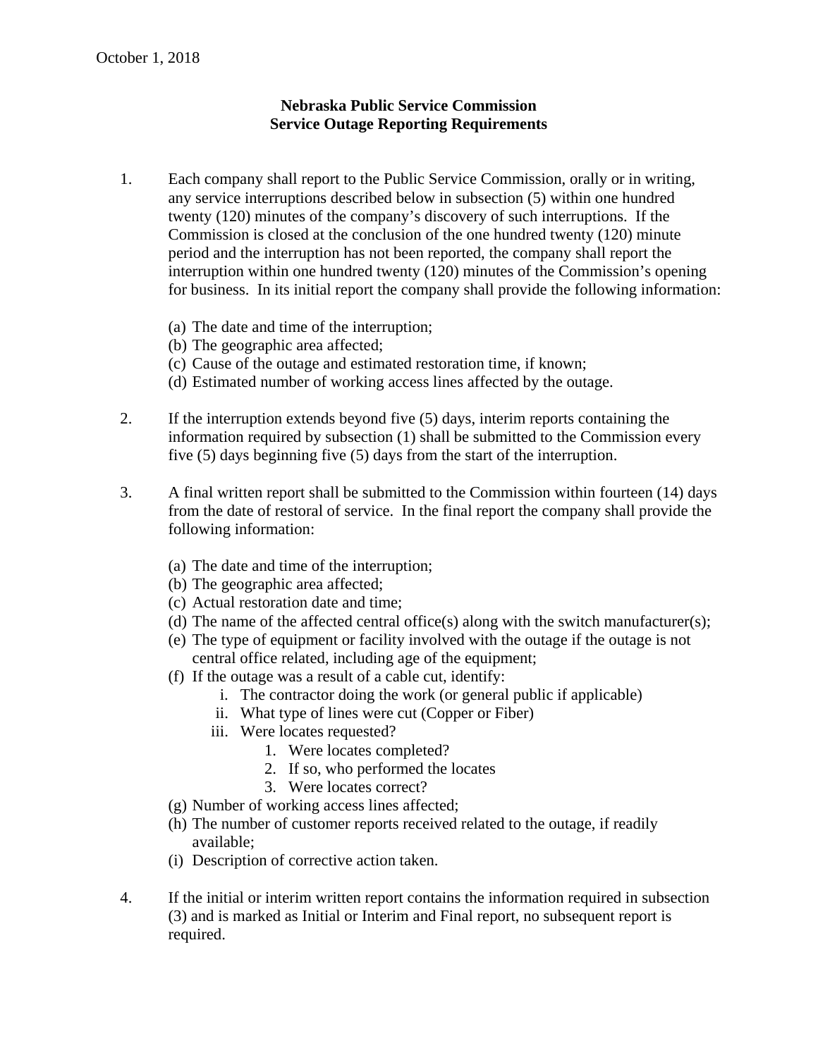October 1, 2018

**Nebraska Public Service Commission**
**Service Outage Reporting Requirements**

1. Each company shall report to the Public Service Commission, orally or in writing, any service interruptions described below in subsection (5) within one hundred twenty (120) minutes of the company's discovery of such interruptions. If the Commission is closed at the conclusion of the one hundred twenty (120) minute period and the interruption has not been reported, the company shall report the interruption within one hundred twenty (120) minutes of the Commission's opening for business. In its initial report the company shall provide the following information:

   (a) The date and time of the interruption;
   (b) The geographic area affected;
   (c) Cause of the outage and estimated restoration time, if known;
   (d) Estimated number of working access lines affected by the outage.

2. If the interruption extends beyond five (5) days, interim reports containing the information required by subsection (1) shall be submitted to the Commission every five (5) days beginning five (5) days from the start of the interruption.

3. A final written report shall be submitted to the Commission within fourteen (14) days from the date of restoral of service. In the final report the company shall provide the following information:

   (a) The date and time of the interruption;
   (b) The geographic area affected;
   (c) Actual restoration date and time;
   (d) The name of the affected central office(s) along with the switch manufacturer(s);
   (e) The type of equipment or facility involved with the outage if the outage is not central office related, including age of the equipment;
   (f) If the outage was a result of a cable cut, identify:
      i. The contractor doing the work (or general public if applicable)
      ii. What type of lines were cut (Copper or Fiber)
      iii. Were locates requested?
         1. Were locates completed?
         2. If so, who performed the locates
         3. Were locates correct?
   (g) Number of working access lines affected;
   (h) The number of customer reports received related to the outage, if readily available;
   (i) Description of corrective action taken.

4. If the initial or interim written report contains the information required in subsection (3) and is marked as Initial or Interim and Final report, no subsequent report is required.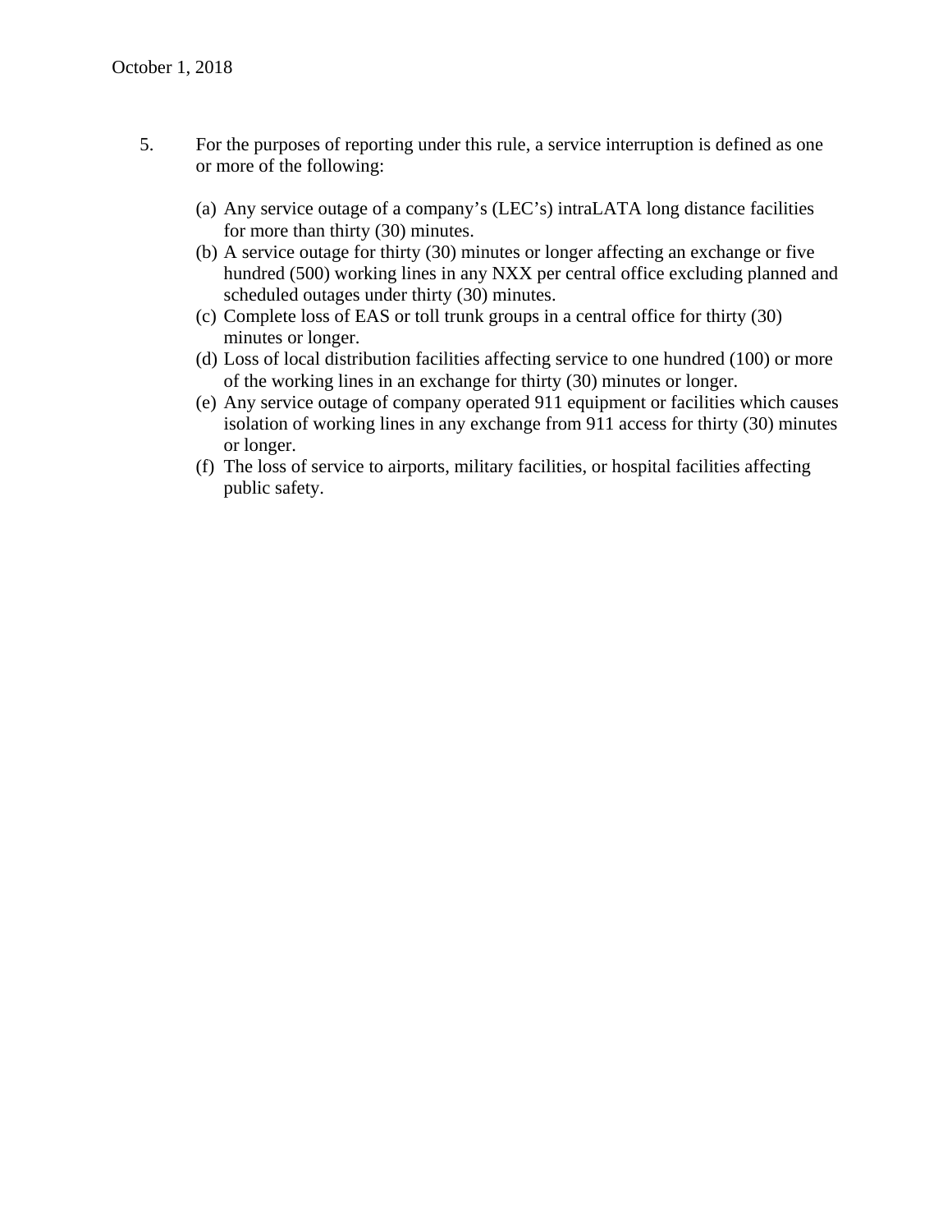5. For the purposes of reporting under this rule, a service interruption is defined as one or more of the following:

   (a) Any service outage of a company's (LEC's) intraLATA long distance facilities for more than thirty (30) minutes.
   (b) A service outage for thirty (30) minutes or longer affecting an exchange or five hundred (500) working lines in any NXX per central office excluding planned and scheduled outages under thirty (30) minutes.
   (c) Complete loss of EAS or toll trunk groups in a central office for thirty (30) minutes or longer.
   (d) Loss of local distribution facilities affecting service to one hundred (100) or more of the working lines in an exchange for thirty (30) minutes or longer.
   (e) Any service outage of company operated 911 equipment or facilities which causes isolation of working lines in any exchange from 911 access for thirty (30) minutes or longer.
   (f) The loss of service to airports, military facilities, or hospital facilities affecting public safety.